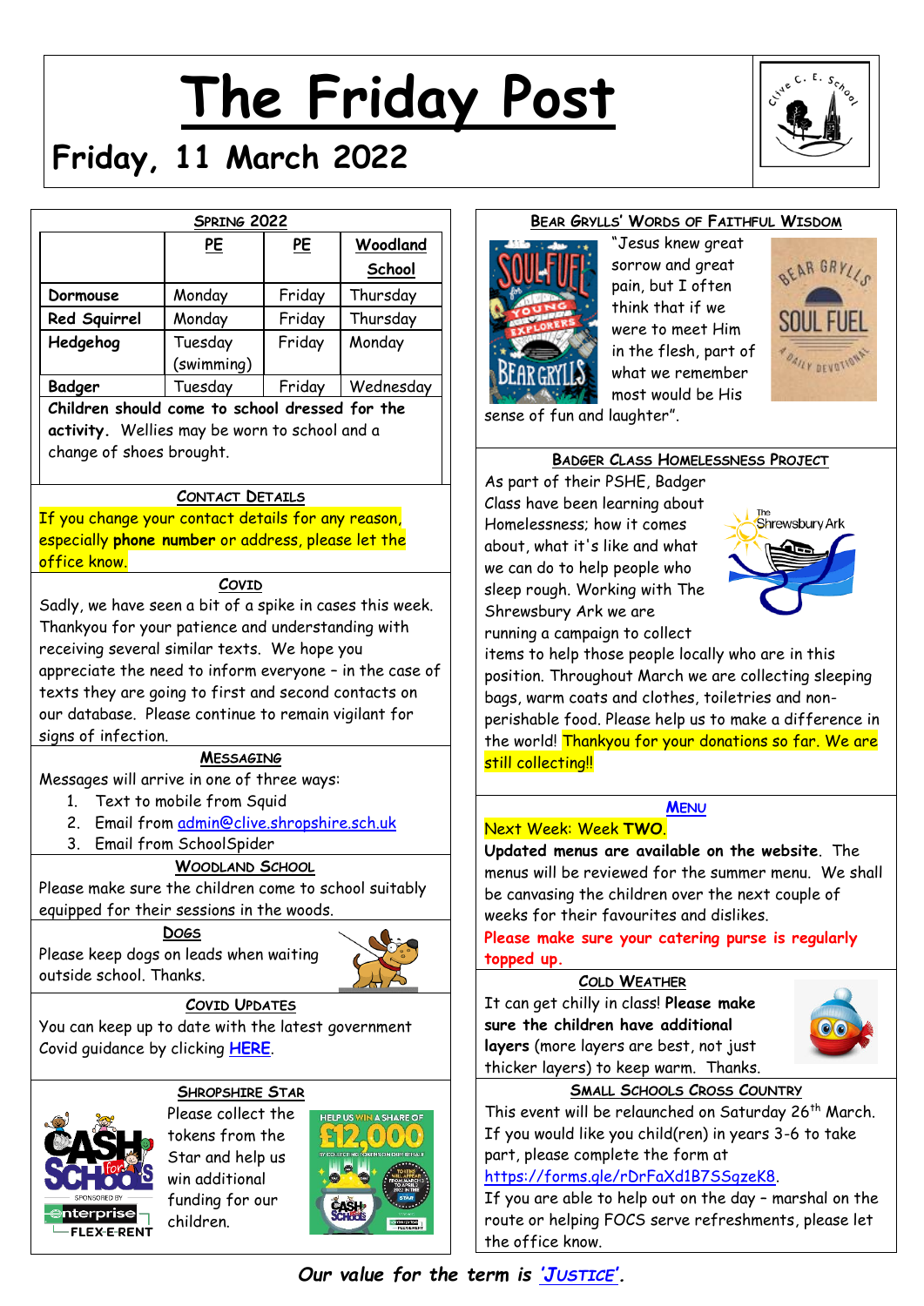# The Friday Post

## Friday, 11 March 2022

### Spring 2022

| | PE | PE | Woodland School |
|---|---|---|---|
| **Dormouse** | Monday | Friday | Thursday |
| **Red Squirrel** | Monday | Friday | Thursday |
| **Hedgehog** | Tuesday (swimming) | Friday | Monday |
| **Badger** | Tuesday | Friday | Wednesday |

**Children should come to school dressed for the activity.** Wellies may be worn to school and a change of shoes brought.

### Contact Details

If you change your contact details for any reason, especially **phone number** or address, please let the office know.

### Covid

Sadly, we have seen a bit of a spike in cases this week. Thankyou for your patience and understanding with receiving several similar texts. We hope you appreciate the need to inform everyone – in the case of texts they are going to first and second contacts on our database. Please continue to remain vigilant for signs of infection.

### Messaging

Messages will arrive in one of three ways:

1. Text to mobile from Squid
2. Email from admin@clive.shropshire.sch.uk
3. Email from SchoolSpider

### Woodland School

Please make sure the children come to school suitably equipped for their sessions in the woods.

### Dogs

Please keep dogs on leads when waiting outside school. Thanks.

### Covid Updates

You can keep up to date with the latest government Covid guidance by clicking **HERE**.

### Shropshire Star

Please collect the tokens from the Star and help us win additional funding for our children.

### Bear Grylls' Words of Faithful Wisdom

"Jesus knew great sorrow and great pain, but I often think that if we were to meet Him in the flesh, part of what we remember most would be His sense of fun and laughter".

### Badger Class Homelessness Project

As part of their PSHE, Badger Class have been learning about Homelessness; how it comes about, what it's like and what we can do to help people who sleep rough. Working with The Shrewsbury Ark we are running a campaign to collect items to help those people locally who are in this position. Throughout March we are collecting sleeping bags, warm coats and clothes, toiletries and non-perishable food. Please help us to make a difference in the world! Thankyou for your donations so far. We are still collecting!!

### Menu

Next Week: Week **TWO**.

**Updated menus are available on the website**. The menus will be reviewed for the summer menu. We shall be canvasing the children over the next couple of weeks for their favourites and dislikes.

**Please make sure your catering purse is regularly topped up.**

### Cold Weather

It can get chilly in class! **Please make sure the children have additional layers** (more layers are best, not just thicker layers) to keep warm. Thanks.

### Small Schools Cross Country

This event will be relaunched on Saturday 26th March. If you would like you child(ren) in years 3-6 to take part, please complete the form at https://forms.gle/rDrFaXd1B7SSgzeK8.

If you are able to help out on the day – marshal on the route or helping FOCS serve refreshments, please let the office know.

***Our value for the term is 'Justice'.***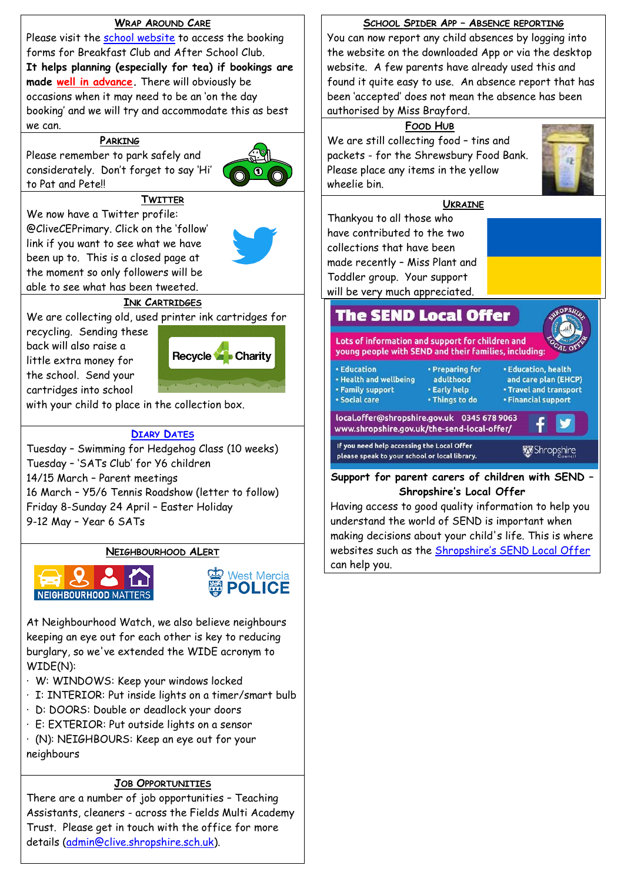## Wrap Around Care

Please visit the school website to access the booking forms for Breakfast Club and After School Club. **It helps planning (especially for tea) if bookings are made well in advance.** There will obviously be occasions when it may need to be an 'on the day booking' and we will try and accommodate this as best we can.

## Parking

Please remember to park safely and considerately. Don't forget to say 'Hi' to Pat and Pete!!

## Twitter

We now have a Twitter profile: @CliveCEPrimary. Click on the 'follow' link if you want to see what we have been up to. This is a closed page at the moment so only followers will be able to see what has been tweeted.

## Ink Cartridges

We are collecting old, used printer ink cartridges for recycling. Sending these back will also raise a little extra money for the school. Send your cartridges into school with your child to place in the collection box.

Recycle 4 Charity

## Diary Dates

Tuesday – Swimming for Hedgehog Class (10 weeks)
Tuesday – 'SATs Club' for Y6 children
14/15 March – Parent meetings
16 March – Y5/6 Tennis Roadshow (letter to follow)
Friday 8-Sunday 24 April – Easter Holiday
9-12 May – Year 6 SATs

## Neighbourhood Alert

NEIGHBOURHOOD MATTERS

West Mercia POLICE

At Neighbourhood Watch, we also believe neighbours keeping an eye out for each other is key to reducing burglary, so we've extended the WIDE acronym to WIDE(N):

- W: WINDOWS: Keep your windows locked
- I: INTERIOR: Put inside lights on a timer/smart bulb
- D: DOORS: Double or deadlock your doors
- E: EXTERIOR: Put outside lights on a sensor
- (N): NEIGHBOURS: Keep an eye out for your neighbours

## Job Opportunities

There are a number of job opportunities – Teaching Assistants, cleaners - across the Fields Multi Academy Trust. Please get in touch with the office for more details (admin@clive.shropshire.sch.uk).

## School Spider App – Absence Reporting

You can now report any child absences by logging into the website on the downloaded App or via the desktop website. A few parents have already used this and found it quite easy to use. An absence report that has been 'accepted' does not mean the absence has been authorised by Miss Brayford.

## Food Hub

We are still collecting food – tins and packets - for the Shrewsbury Food Bank. Please place any items in the yellow wheelie bin.

## Ukraine

Thankyou to all those who have contributed to the two collections that have been made recently – Miss Plant and Toddler group. Your support will be very much appreciated.

**The SEND Local Offer**

Lots of information and support for children and young people with SEND and their families, including:

- Education
- Health and wellbeing
- Family support
- Social care
- Preparing for adulthood
- Early help
- Things to do
- Education, health and care plan (EHCP)
- Travel and transport
- Financial support

local.offer@shropshire.gov.uk 0345 678 9063
www.shropshire.gov.uk/the-send-local-offer/

If you need help accessing the Local Offer please speak to your school or local library.

Shropshire Council

**Support for parent carers of children with SEND – Shropshire's Local Offer**

Having access to good quality information to help you understand the world of SEND is important when making decisions about your child's life. This is where websites such as the Shropshire's SEND Local Offer can help you.